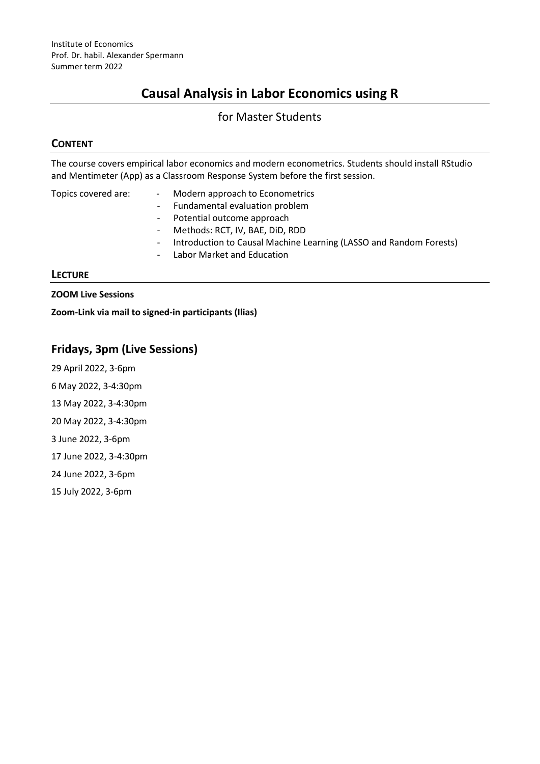Institute of Economics
Prof. Dr. habil. Alexander Spermann
Summer term 2022

# Causal Analysis in Labor Economics using R

for Master Students

## CONTENT

The course covers empirical labor economics and modern econometrics. Students should install RStudio and Mentimeter (App) as a Classroom Response System before the first session.

Topics covered are:

- Modern approach to Econometrics
- Fundamental evaluation problem
- Potential outcome approach
- Methods: RCT, IV, BAE, DiD, RDD
- Introduction to Causal Machine Learning (LASSO and Random Forests)
- Labor Market and Education

## LECTURE

**ZOOM Live Sessions**

**Zoom-Link via mail to signed-in participants (Ilias)**

## Fridays, 3pm (Live Sessions)

29 April 2022, 3-6pm

6 May 2022, 3-4:30pm

13 May 2022, 3-4:30pm

20 May 2022, 3-4:30pm

3 June 2022, 3-6pm

17 June 2022, 3-4:30pm

24 June 2022, 3-6pm

15 July 2022, 3-6pm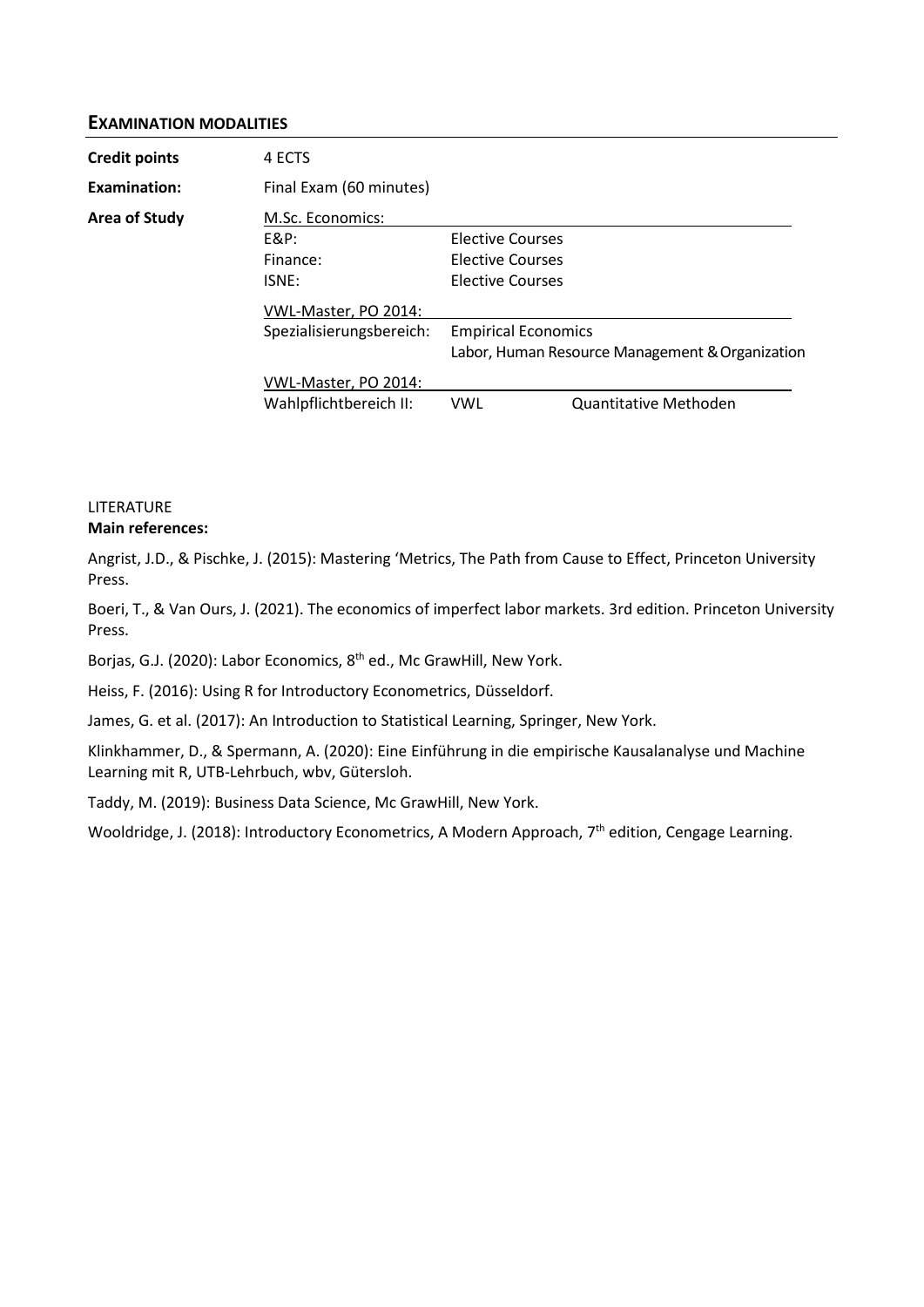## EXAMINATION MODALITIES

| | | | |
|---|---|---|---|
| **Credit points** | 4 ECTS | | |
| **Examination:** | Final Exam (60 minutes) | | |
| **Area of Study** | M.Sc. Economics: | | |
| | E&P: | Elective Courses | |
| | Finance: | Elective Courses | |
| | ISNE: | Elective Courses | |
| | VWL-Master, PO 2014: | | |
| | Spezialisierungsbereich: | Empirical Economics | |
| | | Labor, Human Resource Management & Organization | |
| | VWL-Master, PO 2014: | | |
| | Wahlpflichtbereich II: | VWL | Quantitative Methoden |

LITERATURE

**Main references:**

Angrist, J.D., & Pischke, J. (2015): Mastering 'Metrics, The Path from Cause to Effect, Princeton University Press.

Boeri, T., & Van Ours, J. (2021). The economics of imperfect labor markets. 3rd edition. Princeton University Press.

Borjas, G.J. (2020): Labor Economics, 8th ed., Mc GrawHill, New York.

Heiss, F. (2016): Using R for Introductory Econometrics, Düsseldorf.

James, G. et al. (2017): An Introduction to Statistical Learning, Springer, New York.

Klinkhammer, D., & Spermann, A. (2020): Eine Einführung in die empirische Kausalanalyse und Machine Learning mit R, UTB-Lehrbuch, wbv, Gütersloh.

Taddy, M. (2019): Business Data Science, Mc GrawHill, New York.

Wooldridge, J. (2018): Introductory Econometrics, A Modern Approach, 7th edition, Cengage Learning.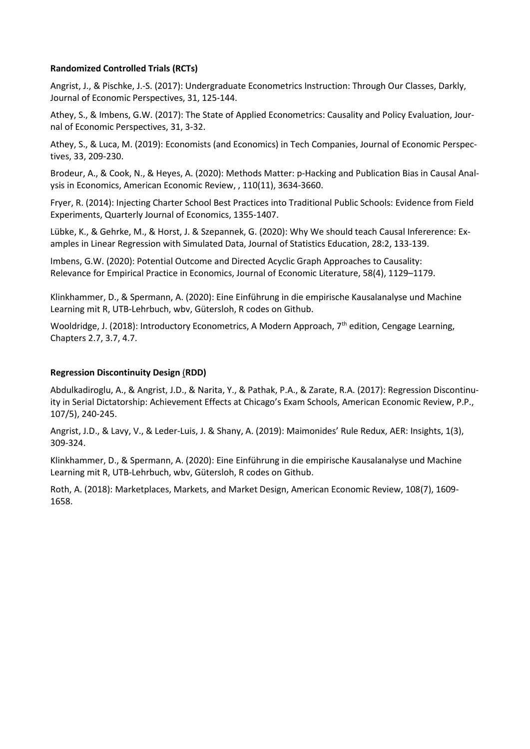**Randomized Controlled Trials (RCTs)**

Angrist, J., & Pischke, J.-S. (2017): Undergraduate Econometrics Instruction: Through Our Classes, Darkly, Journal of Economic Perspectives, 31, 125-144.

Athey, S., & Imbens, G.W. (2017): The State of Applied Econometrics: Causality and Policy Evaluation, Journal of Economic Perspectives, 31, 3-32.

Athey, S., & Luca, M. (2019): Economists (and Economics) in Tech Companies, Journal of Economic Perspectives, 33, 209-230.

Brodeur, A., & Cook, N., & Heyes, A. (2020): Methods Matter: p-Hacking and Publication Bias in Causal Analysis in Economics, American Economic Review, , 110(11), 3634-3660.

Fryer, R. (2014): Injecting Charter School Best Practices into Traditional Public Schools: Evidence from Field Experiments, Quarterly Journal of Economics, 1355-1407.

Lübke, K., & Gehrke, M., & Horst, J. & Szepannek, G. (2020): Why We should teach Causal Infererence: Examples in Linear Regression with Simulated Data, Journal of Statistics Education, 28:2, 133-139.

Imbens, G.W. (2020): Potential Outcome and Directed Acyclic Graph Approaches to Causality: Relevance for Empirical Practice in Economics, Journal of Economic Literature, 58(4), 1129–1179.

Klinkhammer, D., & Spermann, A. (2020): Eine Einführung in die empirische Kausalanalyse und Machine Learning mit R, UTB-Lehrbuch, wbv, Gütersloh, R codes on Github.

Wooldridge, J. (2018): Introductory Econometrics, A Modern Approach, 7th edition, Cengage Learning, Chapters 2.7, 3.7, 4.7.

**Regression Discontinuity Design (RDD)**

Abdulkadiroglu, A., & Angrist, J.D., & Narita, Y., & Pathak, P.A., & Zarate, R.A. (2017): Regression Discontinuity in Serial Dictatorship: Achievement Effects at Chicago's Exam Schools, American Economic Review, P.P., 107/5), 240-245.

Angrist, J.D., & Lavy, V., & Leder-Luis, J. & Shany, A. (2019): Maimonides' Rule Redux, AER: Insights, 1(3), 309-324.

Klinkhammer, D., & Spermann, A. (2020): Eine Einführung in die empirische Kausalanalyse und Machine Learning mit R, UTB-Lehrbuch, wbv, Gütersloh, R codes on Github.

Roth, A. (2018): Marketplaces, Markets, and Market Design, American Economic Review, 108(7), 1609-1658.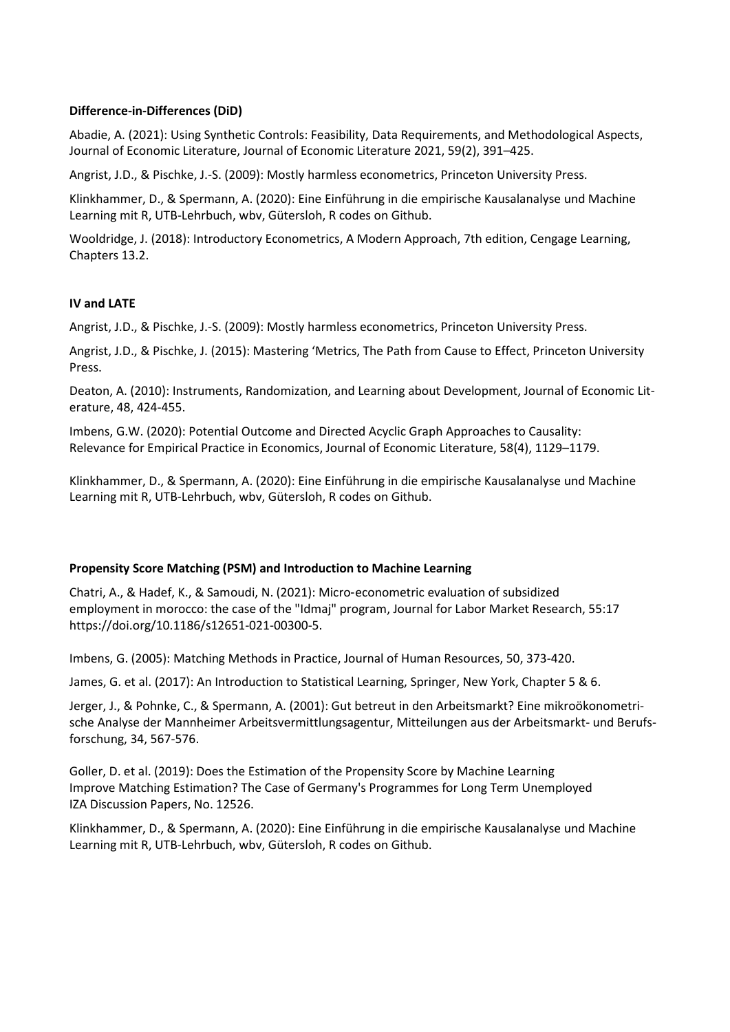**Difference-in-Differences (DiD)**

Abadie, A. (2021): Using Synthetic Controls: Feasibility, Data Requirements, and Methodological Aspects, Journal of Economic Literature, Journal of Economic Literature 2021, 59(2), 391–425.

Angrist, J.D., & Pischke, J.-S. (2009): Mostly harmless econometrics, Princeton University Press.

Klinkhammer, D., & Spermann, A. (2020): Eine Einführung in die empirische Kausalanalyse und Machine Learning mit R, UTB-Lehrbuch, wbv, Gütersloh, R codes on Github.

Wooldridge, J. (2018): Introductory Econometrics, A Modern Approach, 7th edition, Cengage Learning, Chapters 13.2.

**IV and LATE**

Angrist, J.D., & Pischke, J.-S. (2009): Mostly harmless econometrics, Princeton University Press.

Angrist, J.D., & Pischke, J. (2015): Mastering 'Metrics, The Path from Cause to Effect, Princeton University Press.

Deaton, A. (2010): Instruments, Randomization, and Learning about Development, Journal of Economic Literature, 48, 424-455.

Imbens, G.W. (2020): Potential Outcome and Directed Acyclic Graph Approaches to Causality: Relevance for Empirical Practice in Economics, Journal of Economic Literature, 58(4), 1129–1179.

Klinkhammer, D., & Spermann, A. (2020): Eine Einführung in die empirische Kausalanalyse und Machine Learning mit R, UTB-Lehrbuch, wbv, Gütersloh, R codes on Github.

**Propensity Score Matching (PSM) and Introduction to Machine Learning**

Chatri, A., & Hadef, K., & Samoudi, N. (2021): Micro-econometric evaluation of subsidized employment in morocco: the case of the "Idmaj" program, Journal for Labor Market Research, 55:17 https://doi.org/10.1186/s12651-021-00300-5.

Imbens, G. (2005): Matching Methods in Practice, Journal of Human Resources, 50, 373-420.

James, G. et al. (2017): An Introduction to Statistical Learning, Springer, New York, Chapter 5 & 6.

Jerger, J., & Pohnke, C., & Spermann, A. (2001): Gut betreut in den Arbeitsmarkt? Eine mikroökonometrische Analyse der Mannheimer Arbeitsvermittlungsagentur, Mitteilungen aus der Arbeitsmarkt- und Berufsforschung, 34, 567-576.

Goller, D. et al. (2019): Does the Estimation of the Propensity Score by Machine Learning Improve Matching Estimation? The Case of Germany's Programmes for Long Term Unemployed IZA Discussion Papers, No. 12526.

Klinkhammer, D., & Spermann, A. (2020): Eine Einführung in die empirische Kausalanalyse und Machine Learning mit R, UTB-Lehrbuch, wbv, Gütersloh, R codes on Github.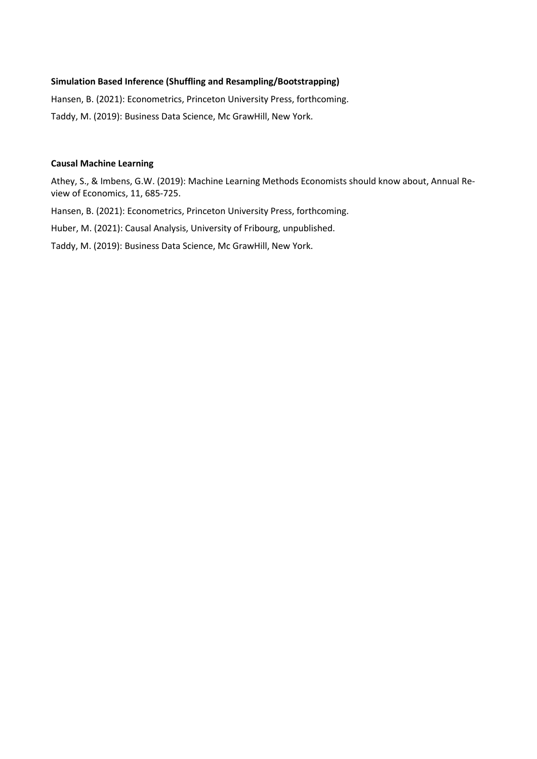**Simulation Based Inference (Shuffling and Resampling/Bootstrapping)**

Hansen, B. (2021): Econometrics, Princeton University Press, forthcoming.

Taddy, M. (2019): Business Data Science, Mc GrawHill, New York.

**Causal Machine Learning**

Athey, S., & Imbens, G.W. (2019): Machine Learning Methods Economists should know about, Annual Review of Economics, 11, 685-725.

Hansen, B. (2021): Econometrics, Princeton University Press, forthcoming.

Huber, M. (2021): Causal Analysis, University of Fribourg, unpublished.

Taddy, M. (2019): Business Data Science, Mc GrawHill, New York.